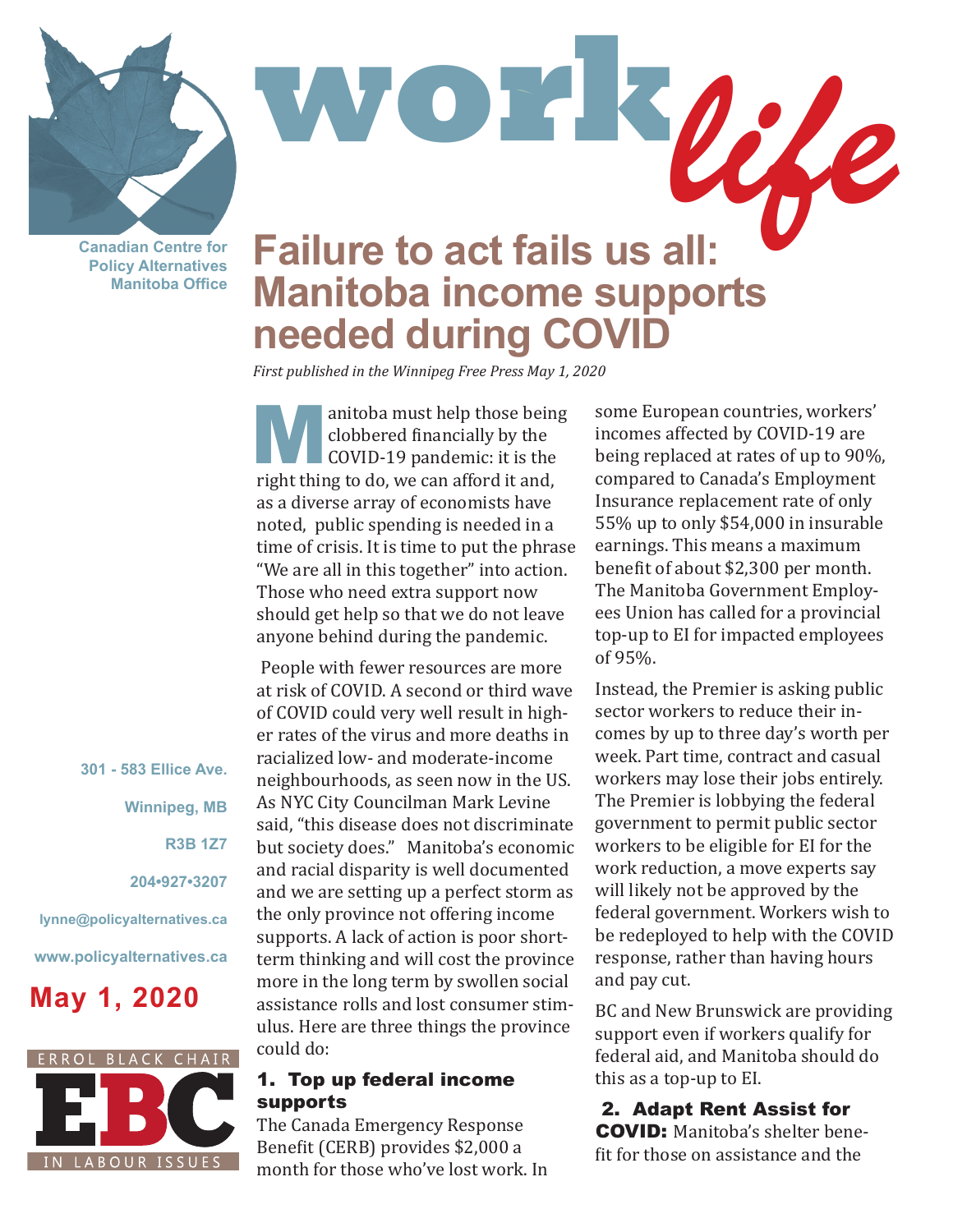# work life

Canadian Centre for Policy Alternatives Manitoba Office

## Failure to act fails us all: Manitoba income supports needed during COVID

*First published in the Winnipeg Free Press May 1, 2020*

Manitoba must help those being clobbered financially by the COVID-19 pandemic: it is the right thing to do, we can afford it and, as a diverse array of economists have noted, public spending is needed in a time of crisis. It is time to put the phrase "We are all in this together" into action. Those who need extra support now should get help so that we do not leave anyone behind during the pandemic.

People with fewer resources are more at risk of COVID. A second or third wave of COVID could very well result in higher rates of the virus and more deaths in racialized low- and moderate-income neighbourhoods, as seen now in the US. As NYC City Councilman Mark Levine said, "this disease does not discriminate but society does." Manitoba's economic and racial disparity is well documented and we are setting up a perfect storm as the only province not offering income supports. A lack of action is poor short-term thinking and will cost the province more in the long term by swollen social assistance rolls and lost consumer stimulus. Here are three things the province could do:

### 1. Top up federal income supports

The Canada Emergency Response Benefit (CERB) provides $2,000 a month for those who've lost work. In some European countries, workers' incomes affected by COVID-19 are being replaced at rates of up to 90%, compared to Canada's Employment Insurance replacement rate of only 55% up to only $54,000 in insurable earnings. This means a maximum benefit of about $2,300 per month. The Manitoba Government Employees Union has called for a provincial top-up to EI for impacted employees of 95%.

Instead, the Premier is asking public sector workers to reduce their incomes by up to three day's worth per week. Part time, contract and casual workers may lose their jobs entirely. The Premier is lobbying the federal government to permit public sector workers to be eligible for EI for the work reduction, a move experts say will likely not be approved by the federal government. Workers wish to be redeployed to help with the COVID response, rather than having hours and pay cut.

BC and New Brunswick are providing support even if workers qualify for federal aid, and Manitoba should do this as a top-up to EI.

**2. Adapt Rent Assist for COVID:** Manitoba's shelter benefit for those on assistance and the

301 - 583 Ellice Ave.

Winnipeg, MB

R3B 1Z7

204•927•3207

lynne@policyalternatives.ca

www.policyalternatives.ca

**May 1, 2020**

ERROL BLACK CHAIR
EBC
IN LABOUR ISSUES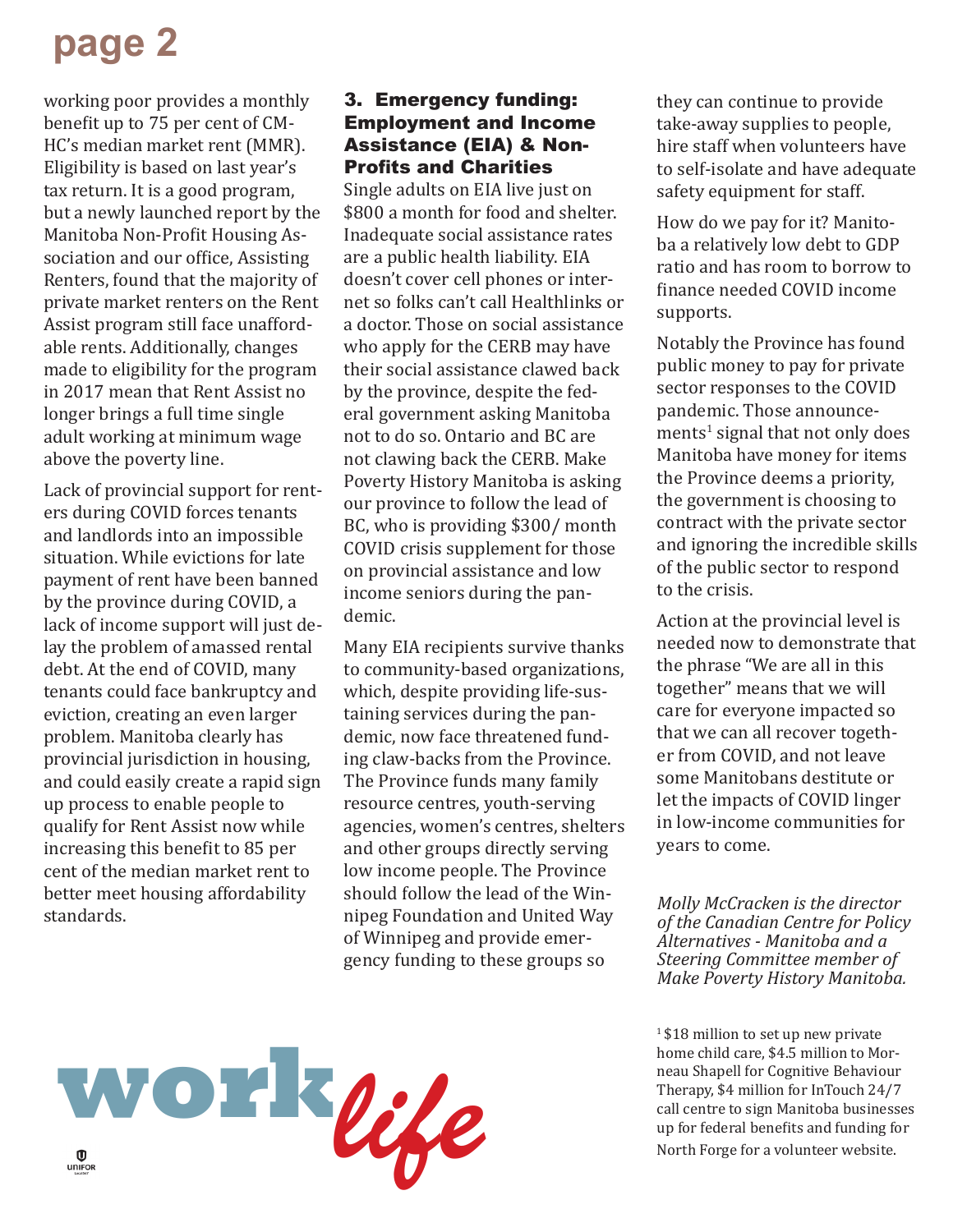working poor provides a monthly benefit up to 75 per cent of CMHC's median market rent (MMR). Eligibility is based on last year's tax return. It is a good program, but a newly launched report by the Manitoba Non-Profit Housing Association and our office, Assisting Renters, found that the majority of private market renters on the Rent Assist program still face unaffordable rents. Additionally, changes made to eligibility for the program in 2017 mean that Rent Assist no longer brings a full time single adult working at minimum wage above the poverty line.

Lack of provincial support for renters during COVID forces tenants and landlords into an impossible situation. While evictions for late payment of rent have been banned by the province during COVID, a lack of income support will just delay the problem of amassed rental debt. At the end of COVID, many tenants could face bankruptcy and eviction, creating an even larger problem. Manitoba clearly has provincial jurisdiction in housing, and could easily create a rapid sign up process to enable people to qualify for Rent Assist now while increasing this benefit to 85 per cent of the median market rent to better meet housing affordability standards.

### 3. Emergency funding: Employment and Income Assistance (EIA) & Non-Profits and Charities

Single adults on EIA live just on $800 a month for food and shelter. Inadequate social assistance rates are a public health liability. EIA doesn't cover cell phones or internet so folks can't call Healthlinks or a doctor. Those on social assistance who apply for the CERB may have their social assistance clawed back by the province, despite the federal government asking Manitoba not to do so. Ontario and BC are not clawing back the CERB. Make Poverty History Manitoba is asking our province to follow the lead of BC, who is providing $300/ month COVID crisis supplement for those on provincial assistance and low income seniors during the pandemic.

Many EIA recipients survive thanks to community-based organizations, which, despite providing life-sustaining services during the pandemic, now face threatened funding claw-backs from the Province. The Province funds many family resource centres, youth-serving agencies, women's centres, shelters and other groups directly serving low income people. The Province should follow the lead of the Winnipeg Foundation and United Way of Winnipeg and provide emergency funding to these groups so they can continue to provide take-away supplies to people, hire staff when volunteers have to self-isolate and have adequate safety equipment for staff.

How do we pay for it? Manitoba a relatively low debt to GDP ratio and has room to borrow to finance needed COVID income supports.

Notably the Province has found public money to pay for private sector responses to the COVID pandemic. Those announcements[1] signal that not only does Manitoba have money for items the Province deems a priority, the government is choosing to contract with the private sector and ignoring the incredible skills of the public sector to respond to the crisis.

Action at the provincial level is needed now to demonstrate that the phrase "We are all in this together" means that we will care for everyone impacted so that we can all recover together from COVID, and not leave some Manitobans destitute or let the impacts of COVID linger in low-income communities for years to come.

*Molly McCracken is the director of the Canadian Centre for Policy Alternatives - Manitoba and a Steering Committee member of Make Poverty History Manitoba.*

[1] $18 million to set up new private home child care, $4.5 million to Morneau Shapell for Cognitive Behaviour Therapy, $4 million for InTouch 24/7 call centre to sign Manitoba businesses up for federal benefits and funding for North Forge for a volunteer website.

worklife

UNIFOR